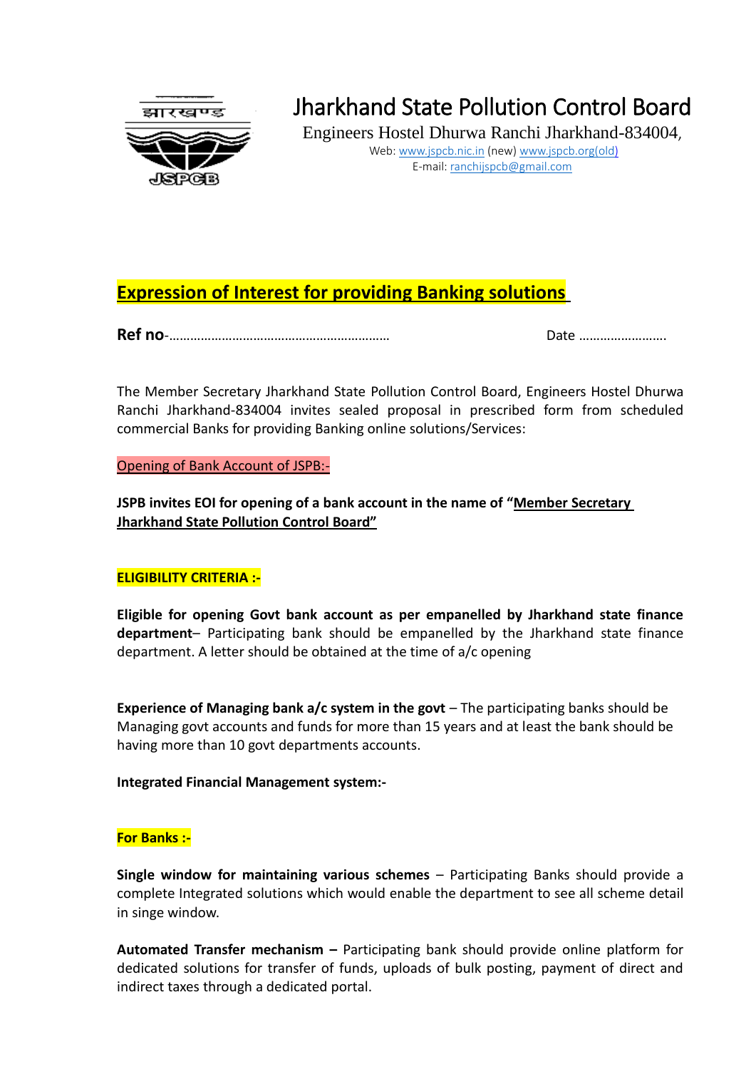# Jharkhand State Pollution Control Board

Engineers Hostel Dhurwa Ranchi Jharkhand-834004,

Web: www.jspcb.nic.in (new) www.jspcb.org(old)

E-mail: ranchijspcb@gmail.com

## Expression of Interest for providing Banking solutions

**Ref no**-………………………………………………………     Date …………………….

The Member Secretary Jharkhand State Pollution Control Board, Engineers Hostel Dhurwa Ranchi Jharkhand-834004 invites sealed proposal in prescribed form from scheduled commercial Banks for providing Banking online solutions/Services:

Opening of Bank Account of JSPB:-

**JSPB invites EOI for opening of a bank account in the name of "Member Secretary Jharkhand State Pollution Control Board"**

**ELIGIBILITY CRITERIA :-**

**Eligible for opening Govt bank account as per empanelled by Jharkhand state finance department**– Participating bank should be empanelled by the Jharkhand state finance department. A letter should be obtained at the time of a/c opening

**Experience of Managing bank a/c system in the govt** – The participating banks should be Managing govt accounts and funds for more than 15 years and at least the bank should be having more than 10 govt departments accounts.

**Integrated Financial Management system:-**

**For Banks :-**

**Single window for maintaining various schemes** – Participating Banks should provide a complete Integrated solutions which would enable the department to see all scheme detail in singe window.

**Automated Transfer mechanism –** Participating bank should provide online platform for dedicated solutions for transfer of funds, uploads of bulk posting, payment of direct and indirect taxes through a dedicated portal.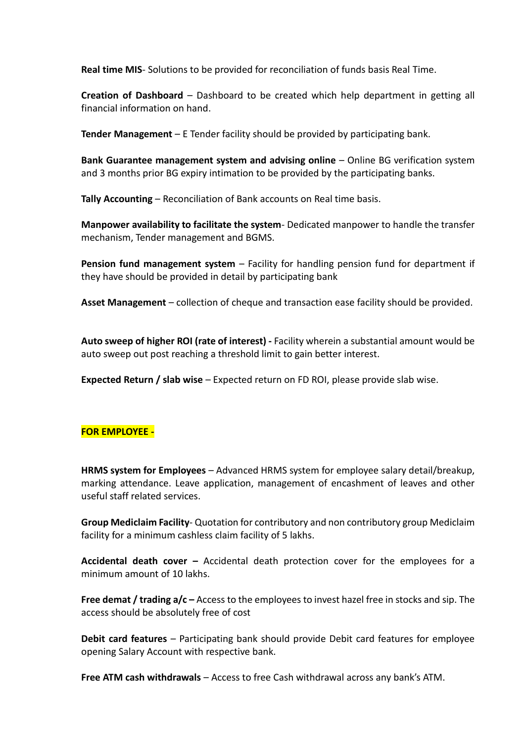**Real time MIS**- Solutions to be provided for reconciliation of funds basis Real Time.

**Creation of Dashboard** – Dashboard to be created which help department in getting all financial information on hand.

**Tender Management** – E Tender facility should be provided by participating bank.

**Bank Guarantee management system and advising online** – Online BG verification system and 3 months prior BG expiry intimation to be provided by the participating banks.

**Tally Accounting** – Reconciliation of Bank accounts on Real time basis.

**Manpower availability to facilitate the system**- Dedicated manpower to handle the transfer mechanism, Tender management and BGMS.

**Pension fund management system** – Facility for handling pension fund for department if they have should be provided in detail by participating bank

**Asset Management** – collection of cheque and transaction ease facility should be provided.

**Auto sweep of higher ROI (rate of interest) -** Facility wherein a substantial amount would be auto sweep out post reaching a threshold limit to gain better interest.

**Expected Return / slab wise** – Expected return on FD ROI, please provide slab wise.

**FOR EMPLOYEE -**

**HRMS system for Employees** – Advanced HRMS system for employee salary detail/breakup, marking attendance. Leave application, management of encashment of leaves and other useful staff related services.

**Group Mediclaim Facility**- Quotation for contributory and non contributory group Mediclaim facility for a minimum cashless claim facility of 5 lakhs.

**Accidental death cover –** Accidental death protection cover for the employees for a minimum amount of 10 lakhs.

**Free demat / trading a/c –** Access to the employees to invest hazel free in stocks and sip. The access should be absolutely free of cost

**Debit card features** – Participating bank should provide Debit card features for employee opening Salary Account with respective bank.

**Free ATM cash withdrawals** – Access to free Cash withdrawal across any bank's ATM.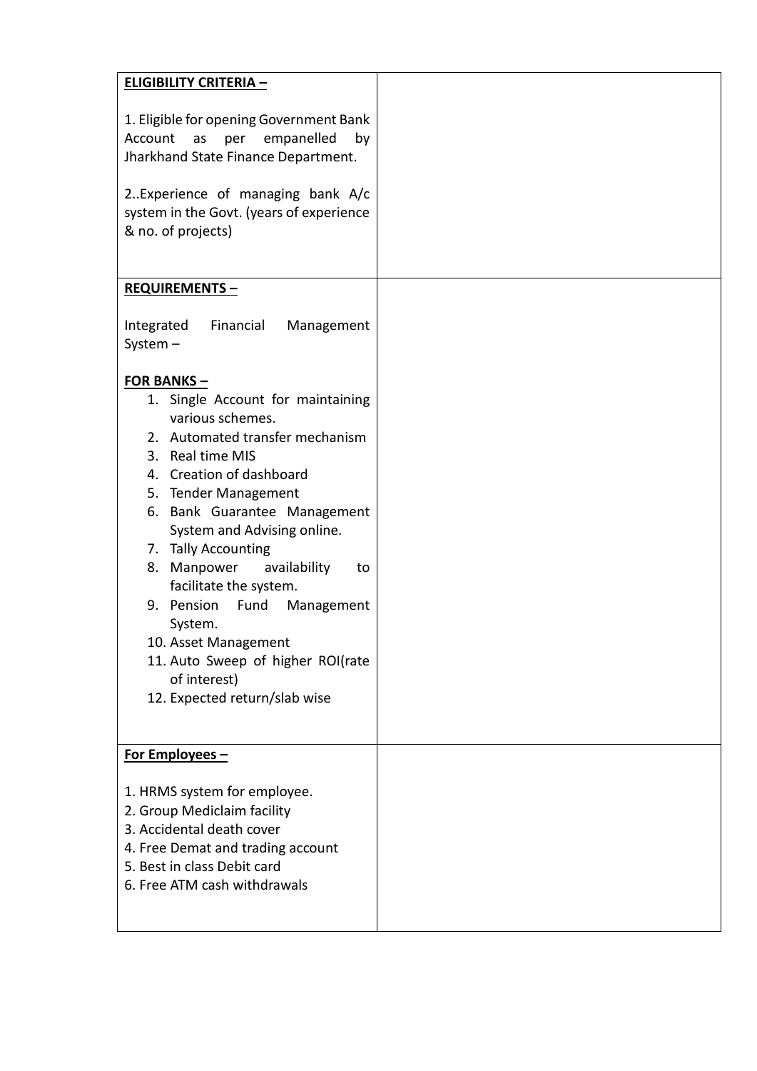| | |
|---|---|
| **ELIGIBILITY CRITERIA –**<br><br>1. Eligible for opening Government Bank Account as per empanelled by Jharkhand State Finance Department.<br><br>2..Experience of managing bank A/c system in the Govt. (years of experience & no. of projects) | |
| **REQUIREMENTS –**<br><br>Integrated Financial Management System –<br><br>**FOR BANKS –**<br>1. Single Account for maintaining various schemes.<br>2. Automated transfer mechanism<br>3. Real time MIS<br>4. Creation of dashboard<br>5. Tender Management<br>6. Bank Guarantee Management System and Advising online.<br>7. Tally Accounting<br>8. Manpower availability to facilitate the system.<br>9. Pension Fund Management System.<br>10. Asset Management<br>11. Auto Sweep of higher ROI(rate of interest)<br>12. Expected return/slab wise | |
| **For Employees –**<br><br>1. HRMS system for employee.<br>2. Group Mediclaim facility<br>3. Accidental death cover<br>4. Free Demat and trading account<br>5. Best in class Debit card<br>6. Free ATM cash withdrawals | |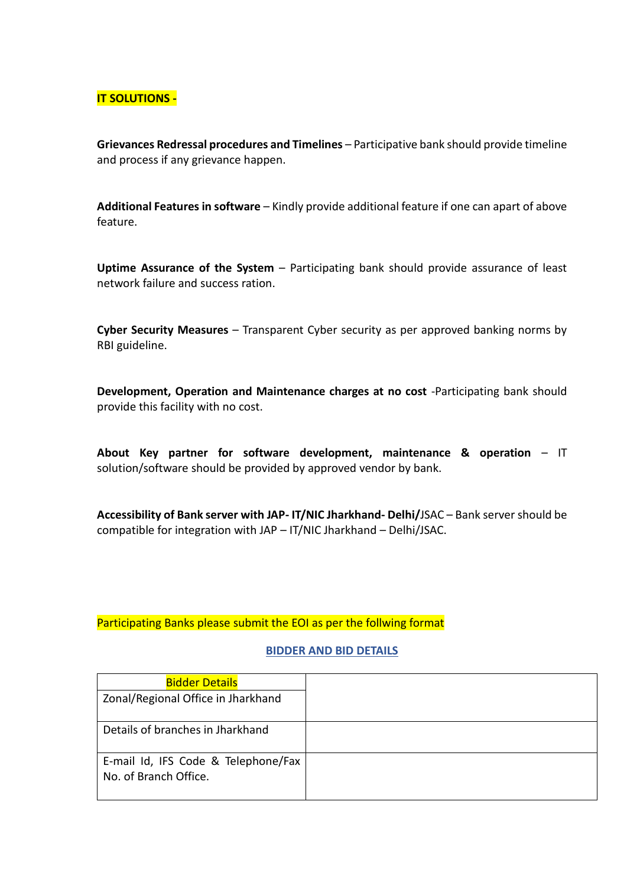**IT SOLUTIONS -**

**Grievances Redressal procedures and Timelines** – Participative bank should provide timeline and process if any grievance happen.

**Additional Features in software** – Kindly provide additional feature if one can apart of above feature.

**Uptime Assurance of the System** – Participating bank should provide assurance of least network failure and success ration.

**Cyber Security Measures** – Transparent Cyber security as per approved banking norms by RBI guideline.

**Development, Operation and Maintenance charges at no cost** -Participating bank should provide this facility with no cost.

**About Key partner for software development, maintenance & operation** – IT solution/software should be provided by approved vendor by bank.

**Accessibility of Bank server with JAP- IT/NIC Jharkhand- Delhi/**JSAC – Bank server should be compatible for integration with JAP – IT/NIC Jharkhand – Delhi/JSAC.

Participating Banks please submit the EOI as per the follwing format

## BIDDER AND BID DETAILS

| Bidder Details | |
|---|---|
| Zonal/Regional Office in Jharkhand | |
| Details of branches in Jharkhand | |
| E-mail Id, IFS Code & Telephone/Fax No. of Branch Office. | |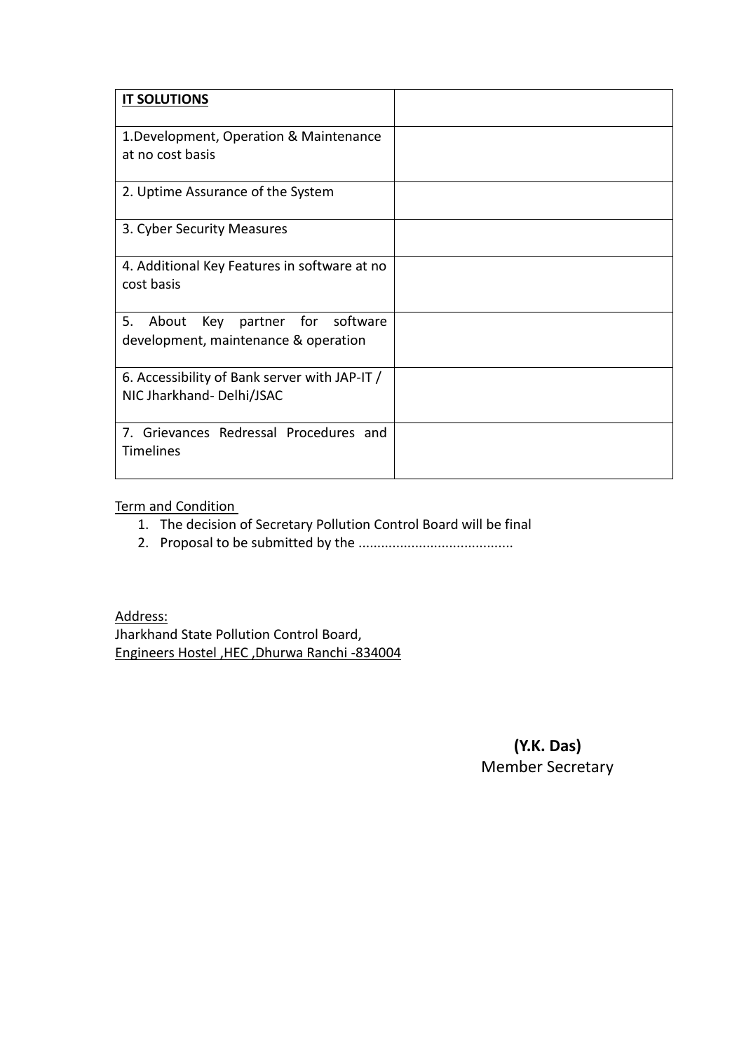| **IT SOLUTIONS** | |
|---|---|
| 1.Development, Operation & Maintenance at no cost basis | |
| 2. Uptime Assurance of the System | |
| 3. Cyber Security Measures | |
| 4. Additional Key Features in software at no cost basis | |
| 5. About Key partner for software development, maintenance & operation | |
| 6. Accessibility of Bank server with JAP-IT / NIC Jharkhand- Delhi/JSAC | |
| 7. Grievances Redressal Procedures and Timelines | |

Term and Condition

1. The decision of Secretary Pollution Control Board will be final
2. Proposal to be submitted by the ........................................

Address:
Jharkhand State Pollution Control Board,
Engineers Hostel ,HEC ,Dhurwa Ranchi -834004

**(Y.K. Das)**
Member Secretary